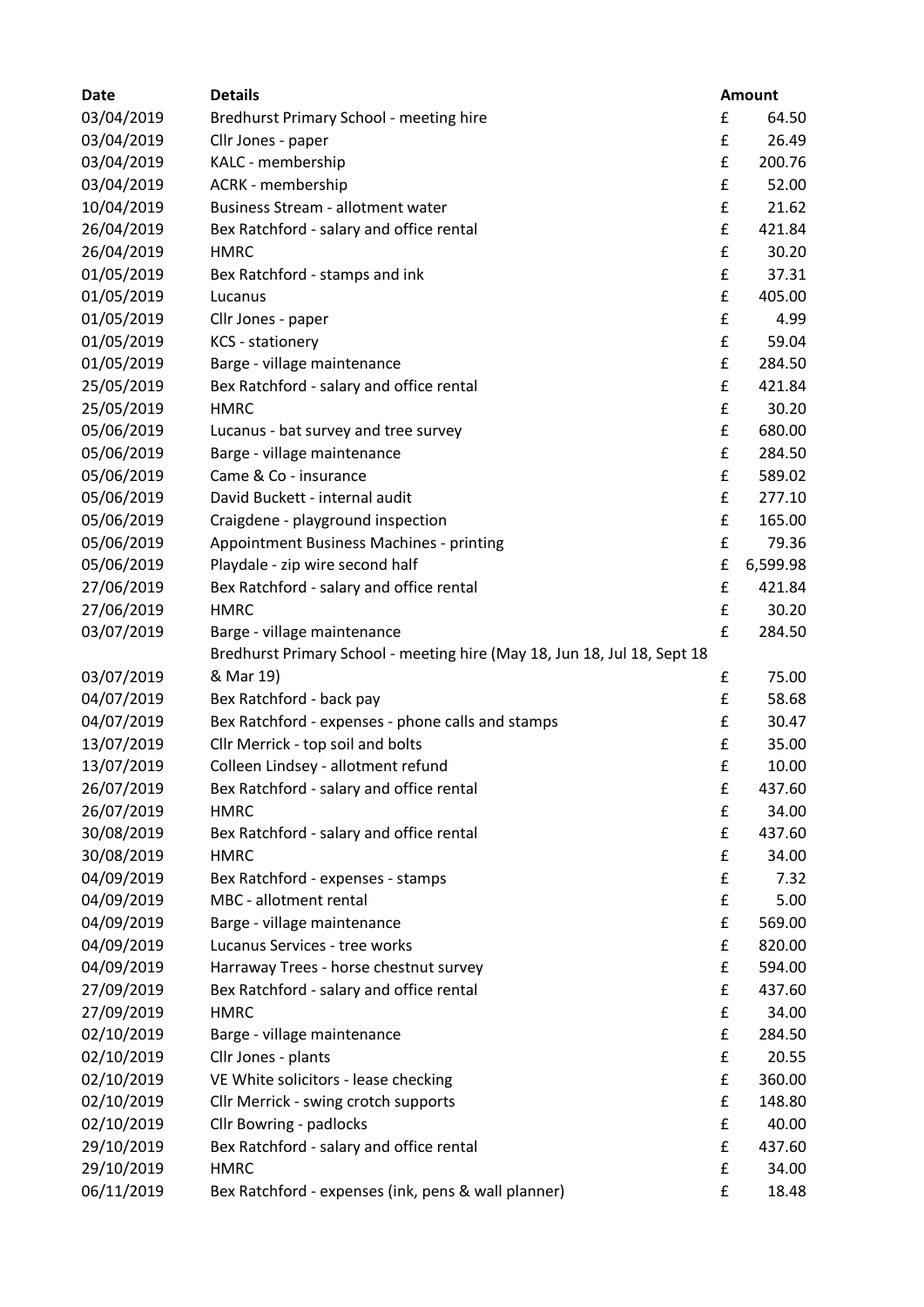| Date | Details | Amount | |
|---|---|---|---|
| 03/04/2019 | Bredhurst Primary School - meeting hire | £ | 64.50 |
| 03/04/2019 | Cllr Jones - paper | £ | 26.49 |
| 03/04/2019 | KALC - membership | £ | 200.76 |
| 03/04/2019 | ACRK - membership | £ | 52.00 |
| 10/04/2019 | Business Stream - allotment water | £ | 21.62 |
| 26/04/2019 | Bex Ratchford - salary and office rental | £ | 421.84 |
| 26/04/2019 | HMRC | £ | 30.20 |
| 01/05/2019 | Bex Ratchford - stamps and ink | £ | 37.31 |
| 01/05/2019 | Lucanus | £ | 405.00 |
| 01/05/2019 | Cllr Jones - paper | £ | 4.99 |
| 01/05/2019 | KCS - stationery | £ | 59.04 |
| 01/05/2019 | Barge - village maintenance | £ | 284.50 |
| 25/05/2019 | Bex Ratchford - salary and office rental | £ | 421.84 |
| 25/05/2019 | HMRC | £ | 30.20 |
| 05/06/2019 | Lucanus - bat survey and tree survey | £ | 680.00 |
| 05/06/2019 | Barge - village maintenance | £ | 284.50 |
| 05/06/2019 | Came & Co - insurance | £ | 589.02 |
| 05/06/2019 | David Buckett - internal audit | £ | 277.10 |
| 05/06/2019 | Craigdene - playground inspection | £ | 165.00 |
| 05/06/2019 | Appointment Business Machines - printing | £ | 79.36 |
| 05/06/2019 | Playdale - zip wire second half | £ | 6,599.98 |
| 27/06/2019 | Bex Ratchford - salary and office rental | £ | 421.84 |
| 27/06/2019 | HMRC | £ | 30.20 |
| 03/07/2019 | Barge - village maintenance | £ | 284.50 |
| 03/07/2019 | Bredhurst Primary School - meeting hire (May 18, Jun 18, Jul 18, Sept 18 & Mar 19) | £ | 75.00 |
| 04/07/2019 | Bex Ratchford - back pay | £ | 58.68 |
| 04/07/2019 | Bex Ratchford - expenses - phone calls and stamps | £ | 30.47 |
| 13/07/2019 | Cllr Merrick - top soil and bolts | £ | 35.00 |
| 13/07/2019 | Colleen Lindsey - allotment refund | £ | 10.00 |
| 26/07/2019 | Bex Ratchford - salary and office rental | £ | 437.60 |
| 26/07/2019 | HMRC | £ | 34.00 |
| 30/08/2019 | Bex Ratchford - salary and office rental | £ | 437.60 |
| 30/08/2019 | HMRC | £ | 34.00 |
| 04/09/2019 | Bex Ratchford - expenses - stamps | £ | 7.32 |
| 04/09/2019 | MBC - allotment rental | £ | 5.00 |
| 04/09/2019 | Barge - village maintenance | £ | 569.00 |
| 04/09/2019 | Lucanus Services - tree works | £ | 820.00 |
| 04/09/2019 | Harraway Trees - horse chestnut survey | £ | 594.00 |
| 27/09/2019 | Bex Ratchford - salary and office rental | £ | 437.60 |
| 27/09/2019 | HMRC | £ | 34.00 |
| 02/10/2019 | Barge - village maintenance | £ | 284.50 |
| 02/10/2019 | Cllr Jones - plants | £ | 20.55 |
| 02/10/2019 | VE White solicitors - lease checking | £ | 360.00 |
| 02/10/2019 | Cllr Merrick - swing crotch supports | £ | 148.80 |
| 02/10/2019 | Cllr Bowring - padlocks | £ | 40.00 |
| 29/10/2019 | Bex Ratchford - salary and office rental | £ | 437.60 |
| 29/10/2019 | HMRC | £ | 34.00 |
| 06/11/2019 | Bex Ratchford - expenses (ink, pens & wall planner) | £ | 18.48 |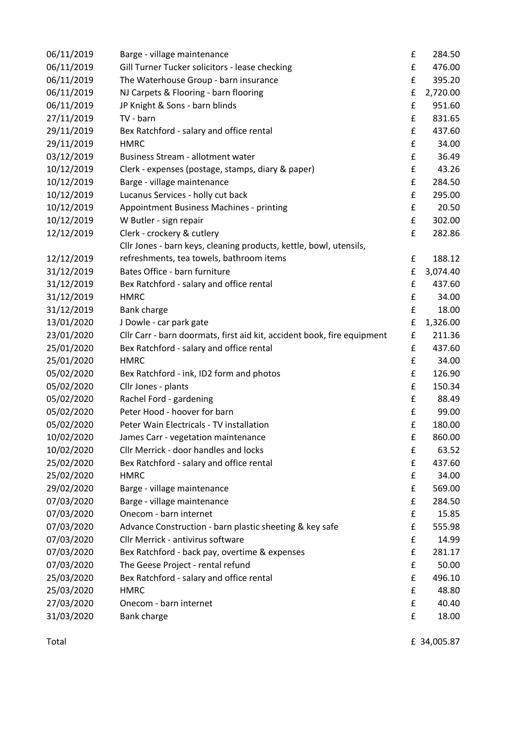| | | | |
|---|---|---|---|
| 06/11/2019 | Barge - village maintenance | £ | 284.50 |
| 06/11/2019 | Gill Turner Tucker solicitors - lease checking | £ | 476.00 |
| 06/11/2019 | The Waterhouse Group - barn insurance | £ | 395.20 |
| 06/11/2019 | NJ Carpets & Flooring - barn flooring | £ | 2,720.00 |
| 06/11/2019 | JP Knight & Sons - barn blinds | £ | 951.60 |
| 27/11/2019 | TV - barn | £ | 831.65 |
| 29/11/2019 | Bex Ratchford - salary and office rental | £ | 437.60 |
| 29/11/2019 | HMRC | £ | 34.00 |
| 03/12/2019 | Business Stream - allotment water | £ | 36.49 |
| 10/12/2019 | Clerk - expenses (postage, stamps, diary & paper) | £ | 43.26 |
| 10/12/2019 | Barge - village maintenance | £ | 284.50 |
| 10/12/2019 | Lucanus Services - holly cut back | £ | 295.00 |
| 10/12/2019 | Appointment Business Machines - printing | £ | 20.50 |
| 10/12/2019 | W Butler - sign repair | £ | 302.00 |
| 12/12/2019 | Clerk - crockery & cutlery | £ | 282.86 |
| 12/12/2019 | Cllr Jones - barn keys, cleaning products, kettle, bowl, utensils, refreshments, tea towels, bathroom items | £ | 188.12 |
| 31/12/2019 | Bates Office - barn furniture | £ | 3,074.40 |
| 31/12/2019 | Bex Ratchford - salary and office rental | £ | 437.60 |
| 31/12/2019 | HMRC | £ | 34.00 |
| 31/12/2019 | Bank charge | £ | 18.00 |
| 13/01/2020 | J Dowle - car park gate | £ | 1,326.00 |
| 23/01/2020 | Cllr Carr - barn doormats, first aid kit, accident book, fire equipment | £ | 211.36 |
| 25/01/2020 | Bex Ratchford - salary and office rental | £ | 437.60 |
| 25/01/2020 | HMRC | £ | 34.00 |
| 05/02/2020 | Bex Ratchford - ink, ID2 form and photos | £ | 126.90 |
| 05/02/2020 | Cllr Jones - plants | £ | 150.34 |
| 05/02/2020 | Rachel Ford - gardening | £ | 88.49 |
| 05/02/2020 | Peter Hood - hoover for barn | £ | 99.00 |
| 05/02/2020 | Peter Wain Electricals - TV installation | £ | 180.00 |
| 10/02/2020 | James Carr - vegetation maintenance | £ | 860.00 |
| 10/02/2020 | Cllr Merrick - door handles and locks | £ | 63.52 |
| 25/02/2020 | Bex Ratchford - salary and office rental | £ | 437.60 |
| 25/02/2020 | HMRC | £ | 34.00 |
| 29/02/2020 | Barge - village maintenance | £ | 569.00 |
| 07/03/2020 | Barge - village maintenance | £ | 284.50 |
| 07/03/2020 | Onecom - barn internet | £ | 15.85 |
| 07/03/2020 | Advance Construction - barn plastic sheeting & key safe | £ | 555.98 |
| 07/03/2020 | Cllr Merrick - antivirus software | £ | 14.99 |
| 07/03/2020 | Bex Ratchford - back pay, overtime & expenses | £ | 281.17 |
| 07/03/2020 | The Geese Project - rental refund | £ | 50.00 |
| 25/03/2020 | Bex Ratchford - salary and office rental | £ | 496.10 |
| 25/03/2020 | HMRC | £ | 48.80 |
| 27/03/2020 | Onecom - barn internet | £ | 40.40 |
| 31/03/2020 | Bank charge | £ | 18.00 |
| Total | | £ | 34,005.87 |